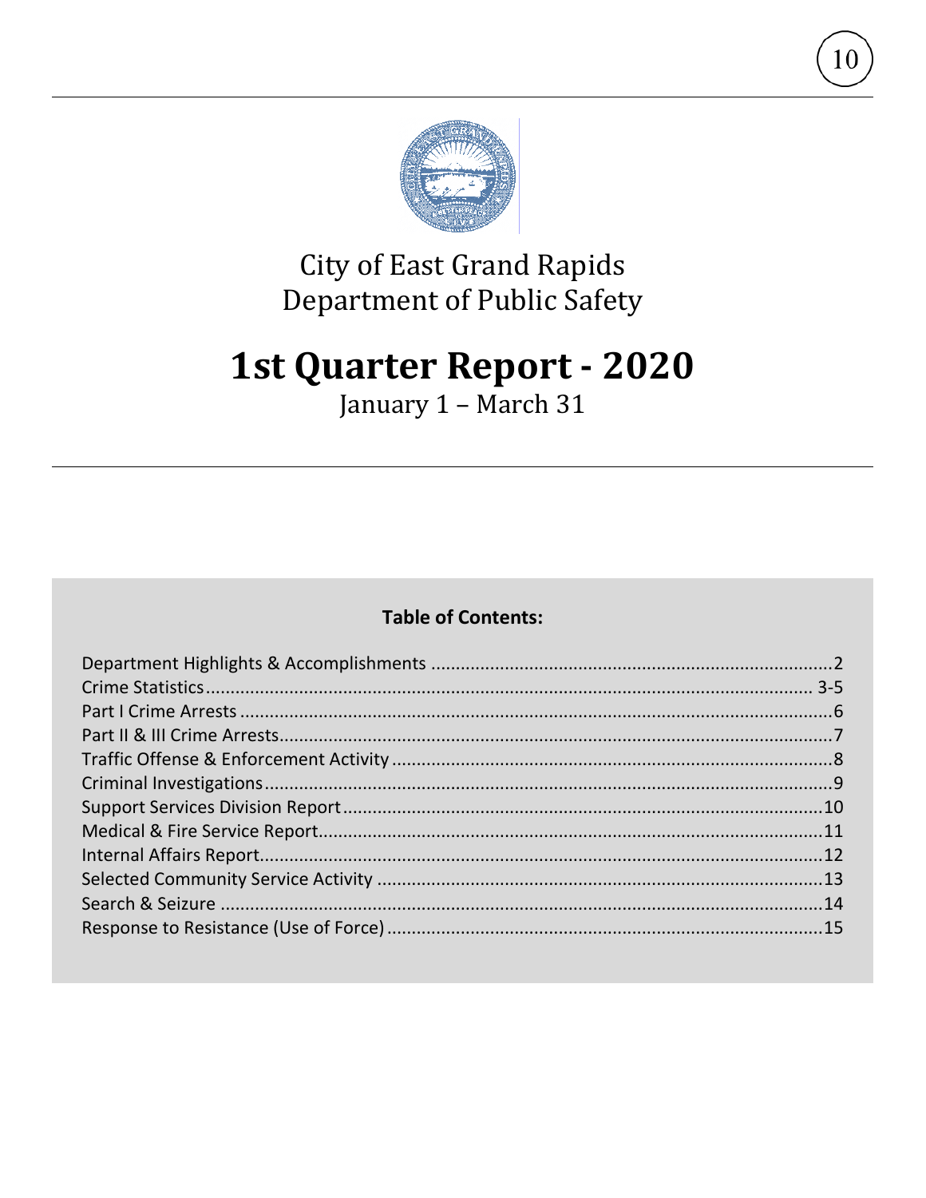City of East Grand Rapids
Department of Public Safety

# 1st Quarter Report - 2020

January 1 – March 31

**Table of Contents:**

Department Highlights & Accomplishments ....2
Crime Statistics .... 3-5
Part I Crime Arrests ....6
Part II & III Crime Arrests ....7
Traffic Offense & Enforcement Activity ....8
Criminal Investigations ....9
Support Services Division Report ....10
Medical & Fire Service Report ....11
Internal Affairs Report ....12
Selected Community Service Activity ....13
Search & Seizure ....14
Response to Resistance (Use of Force) ....15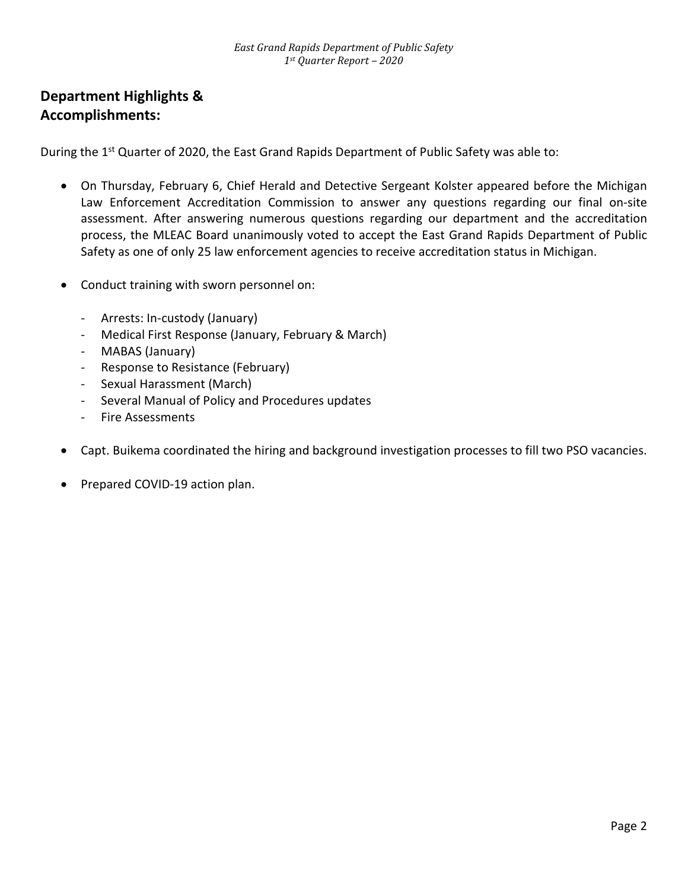## Department Highlights & Accomplishments:

During the 1st Quarter of 2020, the East Grand Rapids Department of Public Safety was able to:

- On Thursday, February 6, Chief Herald and Detective Sergeant Kolster appeared before the Michigan Law Enforcement Accreditation Commission to answer any questions regarding our final on-site assessment. After answering numerous questions regarding our department and the accreditation process, the MLEAC Board unanimously voted to accept the East Grand Rapids Department of Public Safety as one of only 25 law enforcement agencies to receive accreditation status in Michigan.

- Conduct training with sworn personnel on:
  - Arrests: In-custody (January)
  - Medical First Response (January, February & March)
  - MABAS (January)
  - Response to Resistance (February)
  - Sexual Harassment (March)
  - Several Manual of Policy and Procedures updates
  - Fire Assessments

- Capt. Buikema coordinated the hiring and background investigation processes to fill two PSO vacancies.

- Prepared COVID-19 action plan.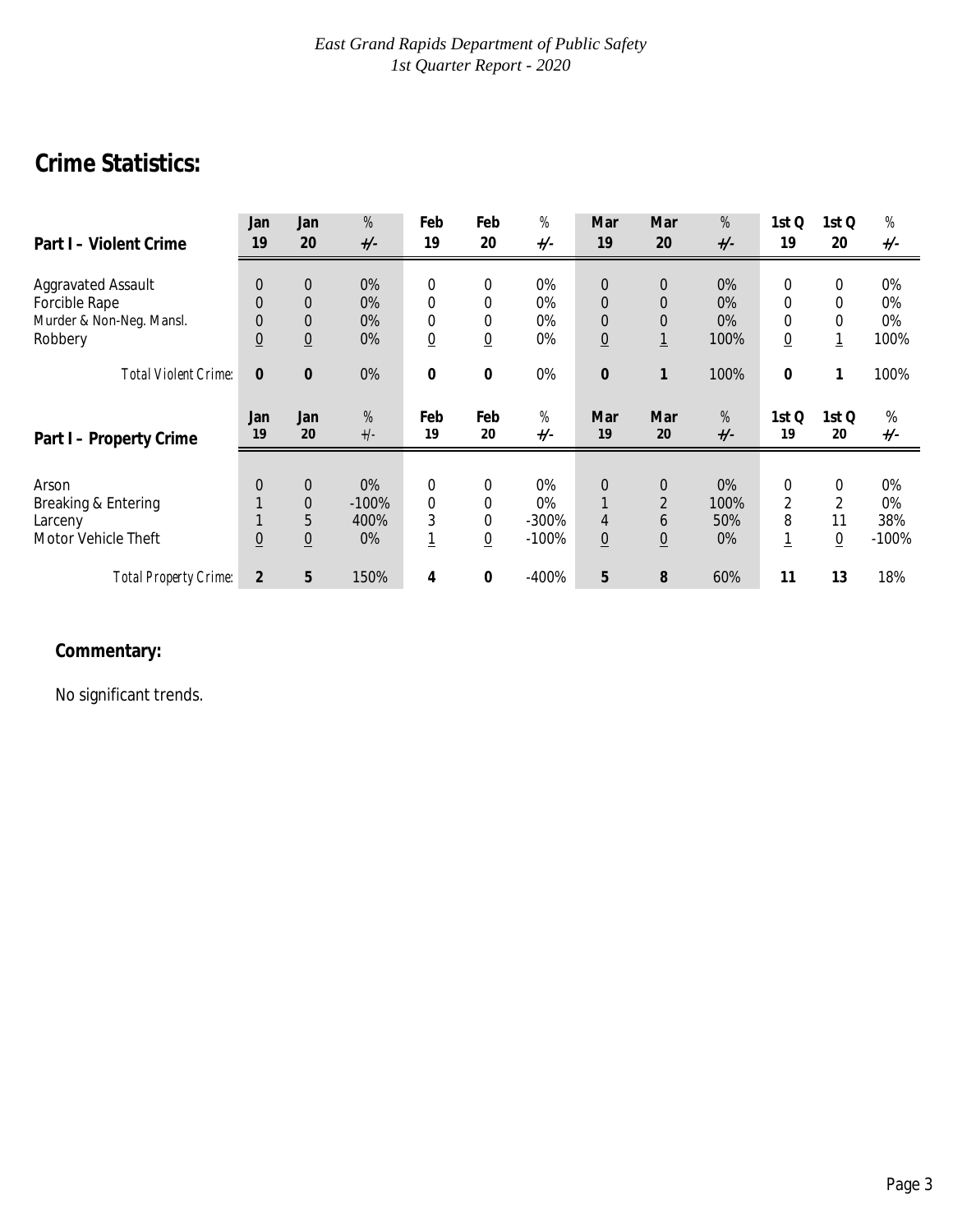*East Grand Rapids Department of Public Safety*
*1st Quarter Report - 2020*

# Crime Statistics:

| Part I – Violent Crime | Jan 19 | Jan 20 | % +/- | Feb 19 | Feb 20 | % +/- | Mar 19 | Mar 20 | % +/- | 1st Q 19 | 1st Q 20 | % +/- |
|---|---|---|---|---|---|---|---|---|---|---|---|---|
| Aggravated Assault | 0 | 0 | 0% | 0 | 0 | 0% | 0 | 0 | 0% | 0 | 0 | 0% |
| Forcible Rape | 0 | 0 | 0% | 0 | 0 | 0% | 0 | 0 | 0% | 0 | 0 | 0% |
| Murder & Non-Neg. Mansl. | 0 | 0 | 0% | 0 | 0 | 0% | 0 | 0 | 0% | 0 | 0 | 0% |
| Robbery | 0 | 0 | 0% | 0 | 0 | 0% | 0 | 1 | 100% | 0 | 1 | 100% |
| *Total Violent Crime:* | **0** | **0** | 0% | **0** | **0** | 0% | **0** | **1** | 100% | **0** | **1** | 100% |

| Part I – Property Crime | Jan 19 | Jan 20 | % +/- | Feb 19 | Feb 20 | % +/- | Mar 19 | Mar 20 | % +/- | 1st Q 19 | 1st Q 20 | % +/- |
|---|---|---|---|---|---|---|---|---|---|---|---|---|
| Arson | 0 | 0 | 0% | 0 | 0 | 0% | 0 | 0 | 0% | 0 | 0 | 0% |
| Breaking & Entering | 1 | 0 | -100% | 0 | 0 | 0% | 1 | 2 | 100% | 2 | 2 | 0% |
| Larceny | 1 | 5 | 400% | 3 | 0 | -300% | 4 | 6 | 50% | 8 | 11 | 38% |
| Motor Vehicle Theft | 0 | 0 | 0% | 1 | 0 | -100% | 0 | 0 | 0% | 1 | 0 | -100% |
| *Total Property Crime:* | **2** | **5** | 150% | **4** | **0** | -400% | **5** | **8** | 60% | **11** | **13** | 18% |

**Commentary:**

No significant trends.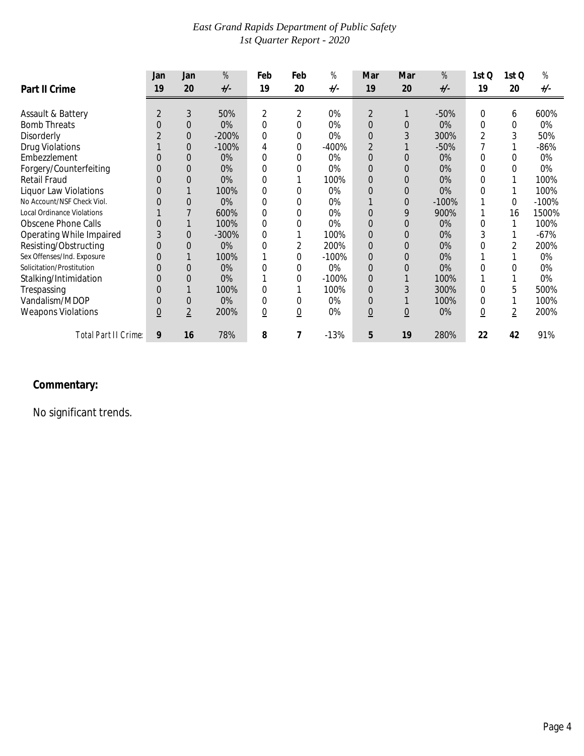East Grand Rapids Department of Public Safety
1st Quarter Report - 2020

| Part II Crime | Jan 19 | Jan 20 | % +/- | Feb 19 | Feb 20 | % +/- | Mar 19 | Mar 20 | % +/- | 1st Q 19 | 1st Q 20 | % +/- |
|---|---|---|---|---|---|---|---|---|---|---|---|---|
| Assault & Battery | 2 | 3 | 50% | 2 | 2 | 0% | 2 | 1 | -50% | 0 | 6 | 600% |
| Bomb Threats | 0 | 0 | 0% | 0 | 0 | 0% | 0 | 0 | 0% | 0 | 0 | 0% |
| Disorderly | 2 | 0 | -200% | 0 | 0 | 0% | 0 | 3 | 300% | 2 | 3 | 50% |
| Drug Violations | 1 | 0 | -100% | 4 | 0 | -400% | 2 | 1 | -50% | 7 | 1 | -86% |
| Embezzlement | 0 | 0 | 0% | 0 | 0 | 0% | 0 | 0 | 0% | 0 | 0 | 0% |
| Forgery/Counterfeiting | 0 | 0 | 0% | 0 | 0 | 0% | 0 | 0 | 0% | 0 | 0 | 0% |
| Retail Fraud | 0 | 0 | 0% | 0 | 1 | 100% | 0 | 0 | 0% | 0 | 1 | 100% |
| Liquor Law Violations | 0 | 1 | 100% | 0 | 0 | 0% | 0 | 0 | 0% | 0 | 1 | 100% |
| No Account/NSF Check Viol. | 0 | 0 | 0% | 0 | 0 | 0% | 1 | 0 | -100% | 1 | 0 | -100% |
| Local Ordinance Violations | 1 | 7 | 600% | 0 | 0 | 0% | 0 | 9 | 900% | 1 | 16 | 1500% |
| Obscene Phone Calls | 0 | 1 | 100% | 0 | 0 | 0% | 0 | 0 | 0% | 0 | 1 | 100% |
| Operating While Impaired | 3 | 0 | -300% | 0 | 1 | 100% | 0 | 0 | 0% | 3 | 1 | -67% |
| Resisting/Obstructing | 0 | 0 | 0% | 0 | 2 | 200% | 0 | 0 | 0% | 0 | 2 | 200% |
| Sex Offenses/Ind. Exposure | 0 | 1 | 100% | 1 | 0 | -100% | 0 | 0 | 0% | 1 | 1 | 0% |
| Solicitation/Prostitution | 0 | 0 | 0% | 0 | 0 | 0% | 0 | 0 | 0% | 0 | 0 | 0% |
| Stalking/Intimidation | 0 | 0 | 0% | 1 | 0 | -100% | 0 | 1 | 100% | 1 | 1 | 0% |
| Trespassing | 0 | 1 | 100% | 0 | 1 | 100% | 0 | 3 | 300% | 0 | 5 | 500% |
| Vandalism/MDOP | 0 | 0 | 0% | 0 | 0 | 0% | 0 | 1 | 100% | 0 | 1 | 100% |
| Weapons Violations | 0 | 2 | 200% | 0 | 0 | 0% | 0 | 0 | 0% | 0 | 2 | 200% |
| *Total Part II Crime:* | **9** | **16** | 78% | **8** | **7** | -13% | **5** | **19** | 280% | **22** | **42** | 91% |

**Commentary:**

No significant trends.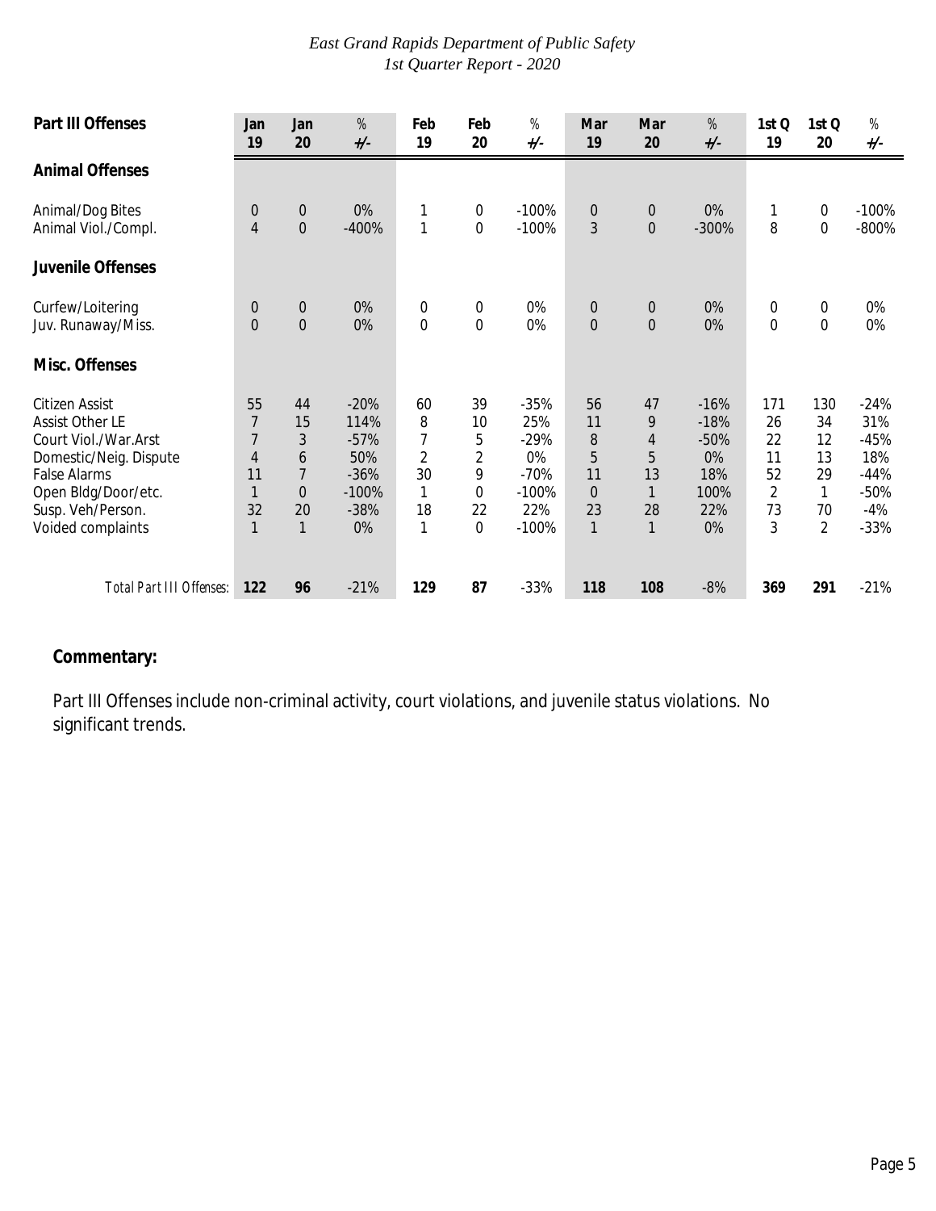*East Grand Rapids Department of Public Safety*
*1st Quarter Report - 2020*

| Part III Offenses | Jan 19 | Jan 20 | % +/- | Feb 19 | Feb 20 | % +/- | Mar 19 | Mar 20 | % +/- | 1st Q 19 | 1st Q 20 | % +/- |
|---|---|---|---|---|---|---|---|---|---|---|---|---|
| **Animal Offenses** | | | | | | | | | | | | |
| Animal/Dog Bites | 0 | 0 | 0% | 1 | 0 | -100% | 0 | 0 | 0% | 1 | 0 | -100% |
| Animal Viol./Compl. | 4 | 0 | -400% | 1 | 0 | -100% | 3 | 0 | -300% | 8 | 0 | -800% |
| **Juvenile Offenses** | | | | | | | | | | | | |
| Curfew/Loitering | 0 | 0 | 0% | 0 | 0 | 0% | 0 | 0 | 0% | 0 | 0 | 0% |
| Juv. Runaway/Miss. | 0 | 0 | 0% | 0 | 0 | 0% | 0 | 0 | 0% | 0 | 0 | 0% |
| **Misc. Offenses** | | | | | | | | | | | | |
| Citizen Assist | 55 | 44 | -20% | 60 | 39 | -35% | 56 | 47 | -16% | 171 | 130 | -24% |
| Assist Other LE | 7 | 15 | 114% | 8 | 10 | 25% | 11 | 9 | -18% | 26 | 34 | 31% |
| Court Viol./War.Arst | 7 | 3 | -57% | 7 | 5 | -29% | 8 | 4 | -50% | 22 | 12 | -45% |
| Domestic/Neig. Dispute | 4 | 6 | 50% | 2 | 2 | 0% | 5 | 5 | 0% | 11 | 13 | 18% |
| False Alarms | 11 | 7 | -36% | 30 | 9 | -70% | 11 | 13 | 18% | 52 | 29 | -44% |
| Open Bldg/Door/etc. | 1 | 0 | -100% | 1 | 0 | -100% | 0 | 1 | 100% | 2 | 1 | -50% |
| Susp. Veh/Person. | 32 | 20 | -38% | 18 | 22 | 22% | 23 | 28 | 22% | 73 | 70 | -4% |
| Voided complaints | 1 | 1 | 0% | 1 | 0 | -100% | 1 | 1 | 0% | 3 | 2 | -33% |
| *Total Part III Offenses:* | **122** | **96** | -21% | **129** | **87** | -33% | **118** | **108** | -8% | **369** | **291** | -21% |

**Commentary:**

Part III Offenses include non-criminal activity, court violations, and juvenile status violations. No significant trends.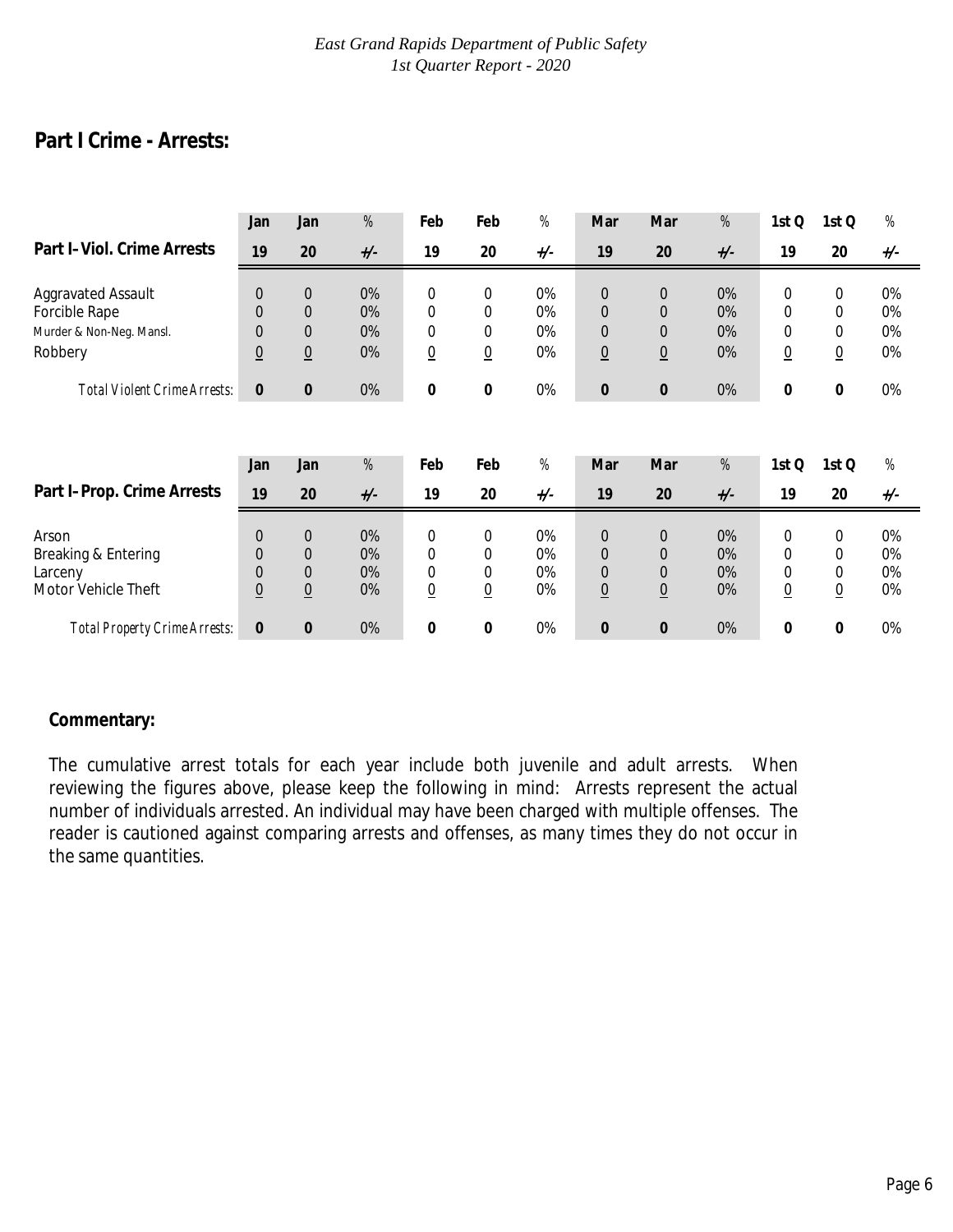## Part I Crime - Arrests:

| Part I- Viol. Crime Arrests | Jan 19 | Jan 20 | % +/- | Feb 19 | Feb 20 | % +/- | Mar 19 | Mar 20 | % +/- | 1st Q 19 | 1st Q 20 | % +/- |
|---|---|---|---|---|---|---|---|---|---|---|---|---|
| Aggravated Assault | 0 | 0 | 0% | 0 | 0 | 0% | 0 | 0 | 0% | 0 | 0 | 0% |
| Forcible Rape | 0 | 0 | 0% | 0 | 0 | 0% | 0 | 0 | 0% | 0 | 0 | 0% |
| Murder & Non-Neg. Mansl. | 0 | 0 | 0% | 0 | 0 | 0% | 0 | 0 | 0% | 0 | 0 | 0% |
| Robbery | 0 | 0 | 0% | 0 | 0 | 0% | 0 | 0 | 0% | 0 | 0 | 0% |
| *Total Violent Crime Arrests:* | **0** | **0** | 0% | **0** | **0** | 0% | **0** | **0** | 0% | **0** | **0** | 0% |

| Part I- Prop. Crime Arrests | Jan 19 | Jan 20 | % +/- | Feb 19 | Feb 20 | % +/- | Mar 19 | Mar 20 | % +/- | 1st Q 19 | 1st Q 20 | % +/- |
|---|---|---|---|---|---|---|---|---|---|---|---|---|
| Arson | 0 | 0 | 0% | 0 | 0 | 0% | 0 | 0 | 0% | 0 | 0 | 0% |
| Breaking & Entering | 0 | 0 | 0% | 0 | 0 | 0% | 0 | 0 | 0% | 0 | 0 | 0% |
| Larceny | 0 | 0 | 0% | 0 | 0 | 0% | 0 | 0 | 0% | 0 | 0 | 0% |
| Motor Vehicle Theft | 0 | 0 | 0% | 0 | 0 | 0% | 0 | 0 | 0% | 0 | 0 | 0% |
| *Total Property Crime Arrests:* | **0** | **0** | 0% | **0** | **0** | 0% | **0** | **0** | 0% | **0** | **0** | 0% |

### Commentary:

The cumulative arrest totals for each year include both juvenile and adult arrests. When reviewing the figures above, please keep the following in mind: Arrests represent the actual number of individuals arrested. An individual may have been charged with multiple offenses. The reader is cautioned against comparing arrests and offenses, as many times they do not occur in the same quantities.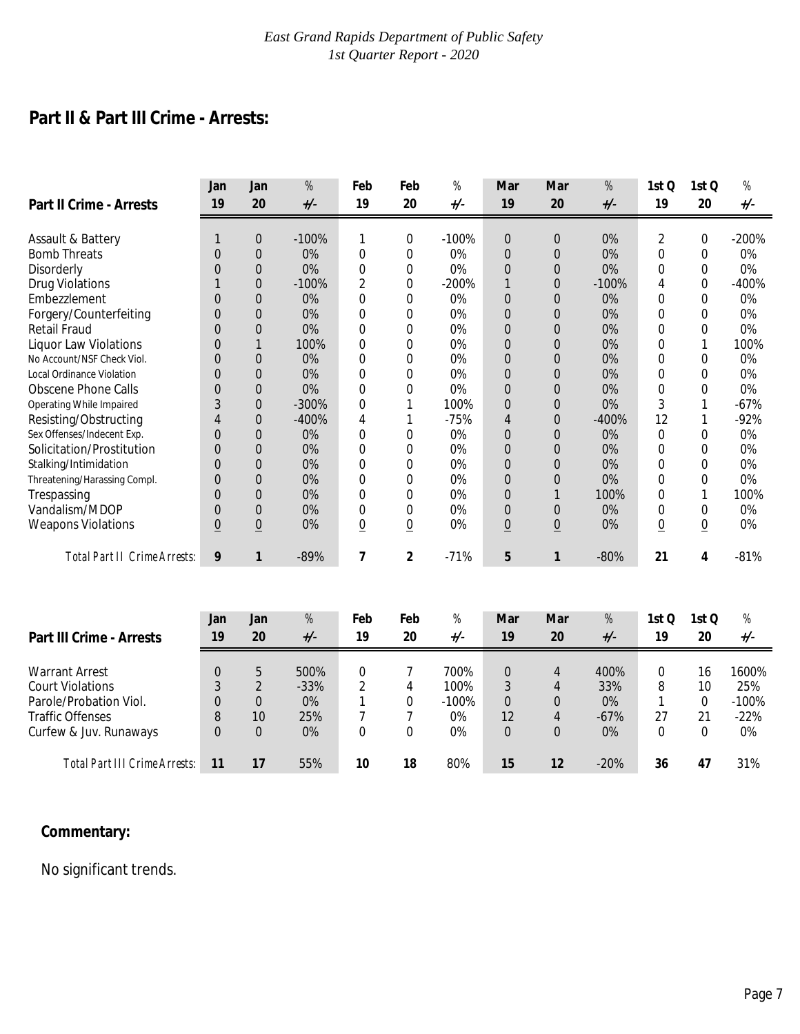## Part II & Part III Crime - Arrests:

| Part II Crime - Arrests | Jan 19 | Jan 20 | % +/- | Feb 19 | Feb 20 | % +/- | Mar 19 | Mar 20 | % +/- | 1st Q 19 | 1st Q 20 | % +/- |
|---|---|---|---|---|---|---|---|---|---|---|---|---|
| Assault & Battery | 1 | 0 | -100% | 1 | 0 | -100% | 0 | 0 | 0% | 2 | 0 | -200% |
| Bomb Threats | 0 | 0 | 0% | 0 | 0 | 0% | 0 | 0 | 0% | 0 | 0 | 0% |
| Disorderly | 0 | 0 | 0% | 0 | 0 | 0% | 0 | 0 | 0% | 0 | 0 | 0% |
| Drug Violations | 1 | 0 | -100% | 2 | 0 | -200% | 1 | 0 | -100% | 4 | 0 | -400% |
| Embezzlement | 0 | 0 | 0% | 0 | 0 | 0% | 0 | 0 | 0% | 0 | 0 | 0% |
| Forgery/Counterfeiting | 0 | 0 | 0% | 0 | 0 | 0% | 0 | 0 | 0% | 0 | 0 | 0% |
| Retail Fraud | 0 | 0 | 0% | 0 | 0 | 0% | 0 | 0 | 0% | 0 | 0 | 0% |
| Liquor Law Violations | 0 | 1 | 100% | 0 | 0 | 0% | 0 | 0 | 0% | 0 | 1 | 100% |
| No Account/NSF Check Viol. | 0 | 0 | 0% | 0 | 0 | 0% | 0 | 0 | 0% | 0 | 0 | 0% |
| Local Ordinance Violation | 0 | 0 | 0% | 0 | 0 | 0% | 0 | 0 | 0% | 0 | 0 | 0% |
| Obscene Phone Calls | 0 | 0 | 0% | 0 | 0 | 0% | 0 | 0 | 0% | 0 | 0 | 0% |
| Operating While Impaired | 3 | 0 | -300% | 0 | 1 | 100% | 0 | 0 | 0% | 3 | 1 | -67% |
| Resisting/Obstructing | 4 | 0 | -400% | 4 | 1 | -75% | 4 | 0 | -400% | 12 | 1 | -92% |
| Sex Offenses/Indecent Exp. | 0 | 0 | 0% | 0 | 0 | 0% | 0 | 0 | 0% | 0 | 0 | 0% |
| Solicitation/Prostitution | 0 | 0 | 0% | 0 | 0 | 0% | 0 | 0 | 0% | 0 | 0 | 0% |
| Stalking/Intimidation | 0 | 0 | 0% | 0 | 0 | 0% | 0 | 0 | 0% | 0 | 0 | 0% |
| Threatening/Harassing Compl. | 0 | 0 | 0% | 0 | 0 | 0% | 0 | 0 | 0% | 0 | 0 | 0% |
| Trespassing | 0 | 0 | 0% | 0 | 0 | 0% | 0 | 1 | 100% | 0 | 1 | 100% |
| Vandalism/MDOP | 0 | 0 | 0% | 0 | 0 | 0% | 0 | 0 | 0% | 0 | 0 | 0% |
| Weapons Violations | 0 | 0 | 0% | 0 | 0 | 0% | 0 | 0 | 0% | 0 | 0 | 0% |
| *Total Part II Crime Arrests:* | **9** | **1** | -89% | **7** | **2** | -71% | **5** | **1** | -80% | **21** | **4** | -81% |

| Part III Crime - Arrests | Jan 19 | Jan 20 | % +/- | Feb 19 | Feb 20 | % +/- | Mar 19 | Mar 20 | % +/- | 1st Q 19 | 1st Q 20 | % +/- |
|---|---|---|---|---|---|---|---|---|---|---|---|---|
| Warrant Arrest | 0 | 5 | 500% | 0 | 7 | 700% | 0 | 4 | 400% | 0 | 16 | 1600% |
| Court Violations | 3 | 2 | -33% | 2 | 4 | 100% | 3 | 4 | 33% | 8 | 10 | 25% |
| Parole/Probation Viol. | 0 | 0 | 0% | 1 | 0 | -100% | 0 | 0 | 0% | 1 | 0 | -100% |
| Traffic Offenses | 8 | 10 | 25% | 7 | 7 | 0% | 12 | 4 | -67% | 27 | 21 | -22% |
| Curfew & Juv. Runaways | 0 | 0 | 0% | 0 | 0 | 0% | 0 | 0 | 0% | 0 | 0 | 0% |
| *Total Part III Crime Arrests:* | **11** | **17** | 55% | **10** | **18** | 80% | **15** | **12** | -20% | **36** | **47** | 31% |

**Commentary:**

No significant trends.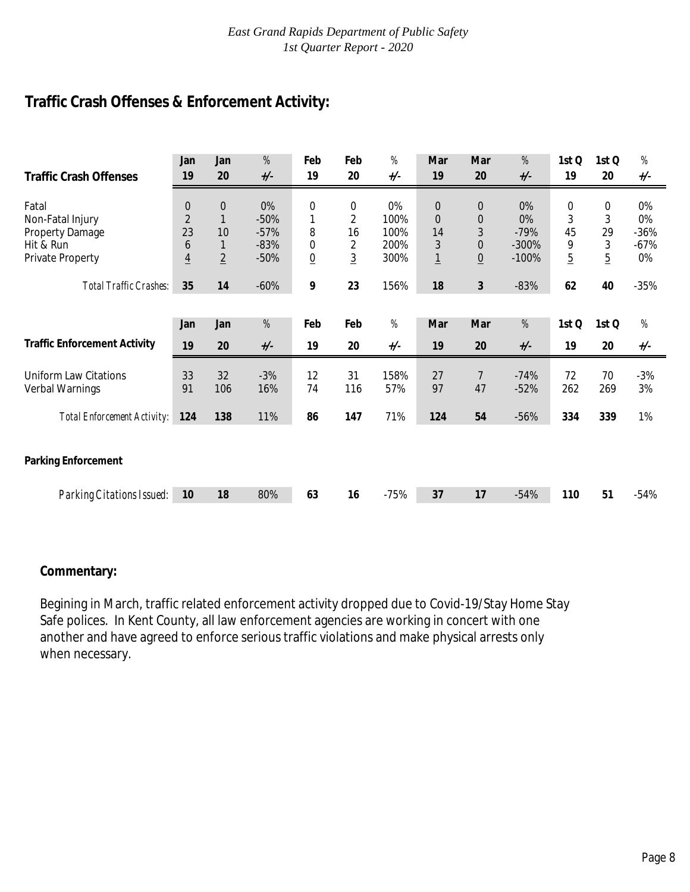*East Grand Rapids Department of Public Safety*
*1st Quarter Report - 2020*

## Traffic Crash Offenses & Enforcement Activity:

| Traffic Crash Offenses | Jan 19 | Jan 20 | % +/- | Feb 19 | Feb 20 | % +/- | Mar 19 | Mar 20 | % +/- | 1st Q 19 | 1st Q 20 | % +/- |
|---|---|---|---|---|---|---|---|---|---|---|---|---|
| Fatal | 0 | 0 | 0% | 0 | 0 | 0% | 0 | 0 | 0% | 0 | 0 | 0% |
| Non-Fatal Injury | 2 | 1 | -50% | 1 | 2 | 100% | 0 | 0 | 0% | 3 | 3 | 0% |
| Property Damage | 23 | 10 | -57% | 8 | 16 | 100% | 14 | 3 | -79% | 45 | 29 | -36% |
| Hit & Run | 6 | 1 | -83% | 0 | 2 | 200% | 3 | 0 | -300% | 9 | 3 | -67% |
| Private Property | 4 | 2 | -50% | 0 | 3 | 300% | 1 | 0 | -100% | 5 | 5 | 0% |
| *Total Traffic Crashes:* | **35** | **14** | -60% | **9** | **23** | 156% | **18** | **3** | -83% | **62** | **40** | -35% |

| Traffic Enforcement Activity | Jan 19 | Jan 20 | % +/- | Feb 19 | Feb 20 | % +/- | Mar 19 | Mar 20 | % +/- | 1st Q 19 | 1st Q 20 | % +/- |
|---|---|---|---|---|---|---|---|---|---|---|---|---|
| Uniform Law Citations | 33 | 32 | -3% | 12 | 31 | 158% | 27 | 7 | -74% | 72 | 70 | -3% |
| Verbal Warnings | 91 | 106 | 16% | 74 | 116 | 57% | 97 | 47 | -52% | 262 | 269 | 3% |
| *Total Enforcement Activity:* | **124** | **138** | 11% | **86** | **147** | 71% | **124** | **54** | -56% | **334** | **339** | 1% |
| **Parking Enforcement** | | | | | | | | | | | | |
| *Parking Citations Issued:* | **10** | **18** | 80% | **63** | **16** | -75% | **37** | **17** | -54% | **110** | **51** | -54% |

### Commentary:

Begining in March, traffic related enforcement activity dropped due to Covid-19/Stay Home Stay Safe polices. In Kent County, all law enforcement agencies are working in concert with one another and have agreed to enforce serious traffic violations and make physical arrests only when necessary.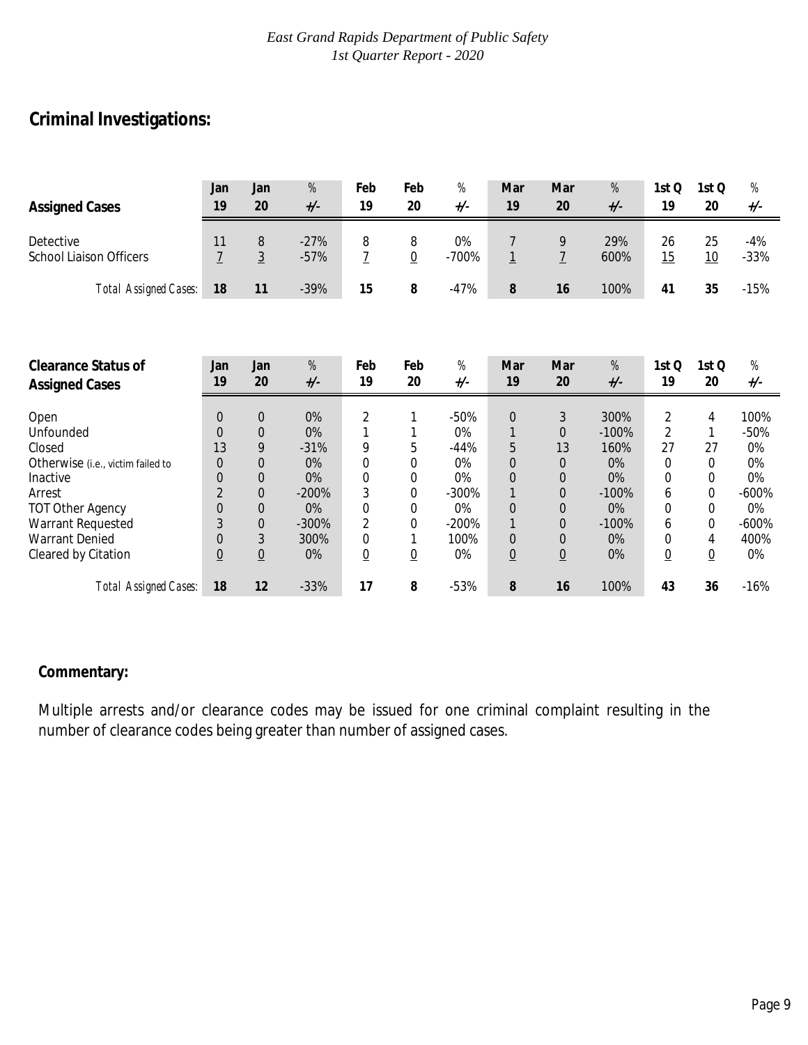## Criminal Investigations:

| Assigned Cases | Jan 19 | Jan 20 | % +/- | Feb 19 | Feb 20 | % +/- | Mar 19 | Mar 20 | % +/- | 1st Q 19 | 1st Q 20 | % +/- |
|---|---|---|---|---|---|---|---|---|---|---|---|---|
| Detective | 11 | 8 | -27% | 8 | 8 | 0% | 7 | 9 | 29% | 26 | 25 | -4% |
| School Liaison Officers | 7 | 3 | -57% | 7 | 0 | -700% | 1 | 7 | 600% | 15 | 10 | -33% |
| *Total Assigned Cases:* | **18** | **11** | -39% | **15** | **8** | -47% | **8** | **16** | 100% | **41** | **35** | -15% |

| Clearance Status of Assigned Cases | Jan 19 | Jan 20 | % +/- | Feb 19 | Feb 20 | % +/- | Mar 19 | Mar 20 | % +/- | 1st Q 19 | 1st Q 20 | % +/- |
|---|---|---|---|---|---|---|---|---|---|---|---|---|
| Open | 0 | 0 | 0% | 2 | 1 | -50% | 0 | 3 | 300% | 2 | 4 | 100% |
| Unfounded | 0 | 0 | 0% | 1 | 1 | 0% | 1 | 0 | -100% | 2 | 1 | -50% |
| Closed | 13 | 9 | -31% | 9 | 5 | -44% | 5 | 13 | 160% | 27 | 27 | 0% |
| Otherwise (i.e., victim failed to | 0 | 0 | 0% | 0 | 0 | 0% | 0 | 0 | 0% | 0 | 0 | 0% |
| Inactive | 0 | 0 | 0% | 0 | 0 | 0% | 0 | 0 | 0% | 0 | 0 | 0% |
| Arrest | 2 | 0 | -200% | 3 | 0 | -300% | 1 | 0 | -100% | 6 | 0 | -600% |
| TOT Other Agency | 0 | 0 | 0% | 0 | 0 | 0% | 0 | 0 | 0% | 0 | 0 | 0% |
| Warrant Requested | 3 | 0 | -300% | 2 | 0 | -200% | 1 | 0 | -100% | 6 | 0 | -600% |
| Warrant Denied | 0 | 3 | 300% | 0 | 1 | 100% | 0 | 0 | 0% | 0 | 4 | 400% |
| Cleared by Citation | 0 | 0 | 0% | 0 | 0 | 0% | 0 | 0 | 0% | 0 | 0 | 0% |
| *Total Assigned Cases:* | **18** | **12** | -33% | **17** | **8** | -53% | **8** | **16** | 100% | **43** | **36** | -16% |

**Commentary:**

Multiple arrests and/or clearance codes may be issued for one criminal complaint resulting in the number of clearance codes being greater than number of assigned cases.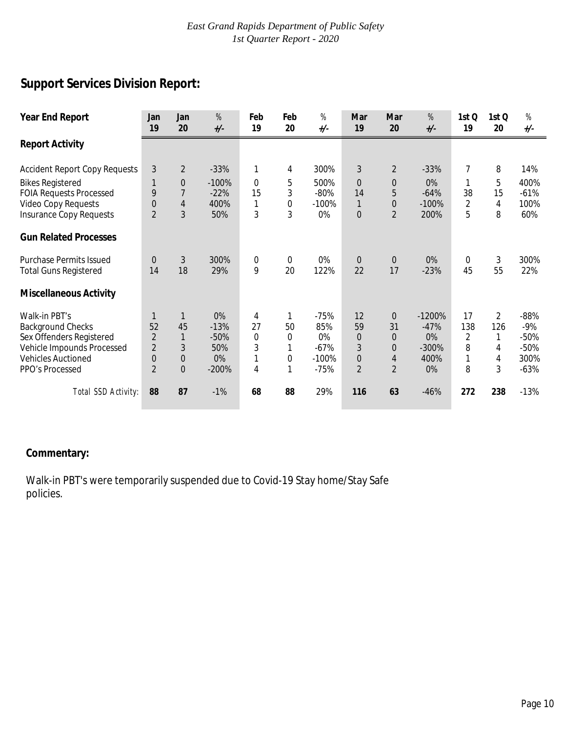## Support Services Division Report:

| Year End Report | Jan 19 | Jan 20 | % +/- | Feb 19 | Feb 20 | % +/- | Mar 19 | Mar 20 | % +/- | 1st Q 19 | 1st Q 20 | % +/- |
|---|---|---|---|---|---|---|---|---|---|---|---|---|
| **Report Activity** | | | | | | | | | | | | |
| Accident Report Copy Requests | 3 | 2 | -33% | 1 | 4 | 300% | 3 | 2 | -33% | 7 | 8 | 14% |
| Bikes Registered | 1 | 0 | -100% | 0 | 5 | 500% | 0 | 0 | 0% | 1 | 5 | 400% |
| FOIA Requests Processed | 9 | 7 | -22% | 15 | 3 | -80% | 14 | 5 | -64% | 38 | 15 | -61% |
| Video Copy Requests | 0 | 4 | 400% | 1 | 0 | -100% | 1 | 0 | -100% | 2 | 4 | 100% |
| Insurance Copy Requests | 2 | 3 | 50% | 3 | 3 | 0% | 0 | 2 | 200% | 5 | 8 | 60% |
| **Gun Related Processes** | | | | | | | | | | | | |
| Purchase Permits Issued | 0 | 3 | 300% | 0 | 0 | 0% | 0 | 0 | 0% | 0 | 3 | 300% |
| Total Guns Registered | 14 | 18 | 29% | 9 | 20 | 122% | 22 | 17 | -23% | 45 | 55 | 22% |
| **Miscellaneous Activity** | | | | | | | | | | | | |
| Walk-in PBT's | 1 | 1 | 0% | 4 | 1 | -75% | 12 | 0 | -1200% | 17 | 2 | -88% |
| Background Checks | 52 | 45 | -13% | 27 | 50 | 85% | 59 | 31 | -47% | 138 | 126 | -9% |
| Sex Offenders Registered | 2 | 1 | -50% | 0 | 0 | 0% | 0 | 0 | 0% | 2 | 1 | -50% |
| Vehicle Impounds Processed | 2 | 3 | 50% | 3 | 1 | -67% | 3 | 0 | -300% | 8 | 4 | -50% |
| Vehicles Auctioned | 0 | 0 | 0% | 1 | 0 | -100% | 0 | 4 | 400% | 1 | 4 | 300% |
| PPO's Processed | 2 | 0 | -200% | 4 | 1 | -75% | 2 | 2 | 0% | 8 | 3 | -63% |
| *Total SSD Activity:* | **88** | **87** | -1% | **68** | **88** | 29% | **116** | **63** | -46% | **272** | **238** | -13% |

**Commentary:**

Walk-in PBT's were temporarily suspended due to Covid-19 Stay home/Stay Safe policies.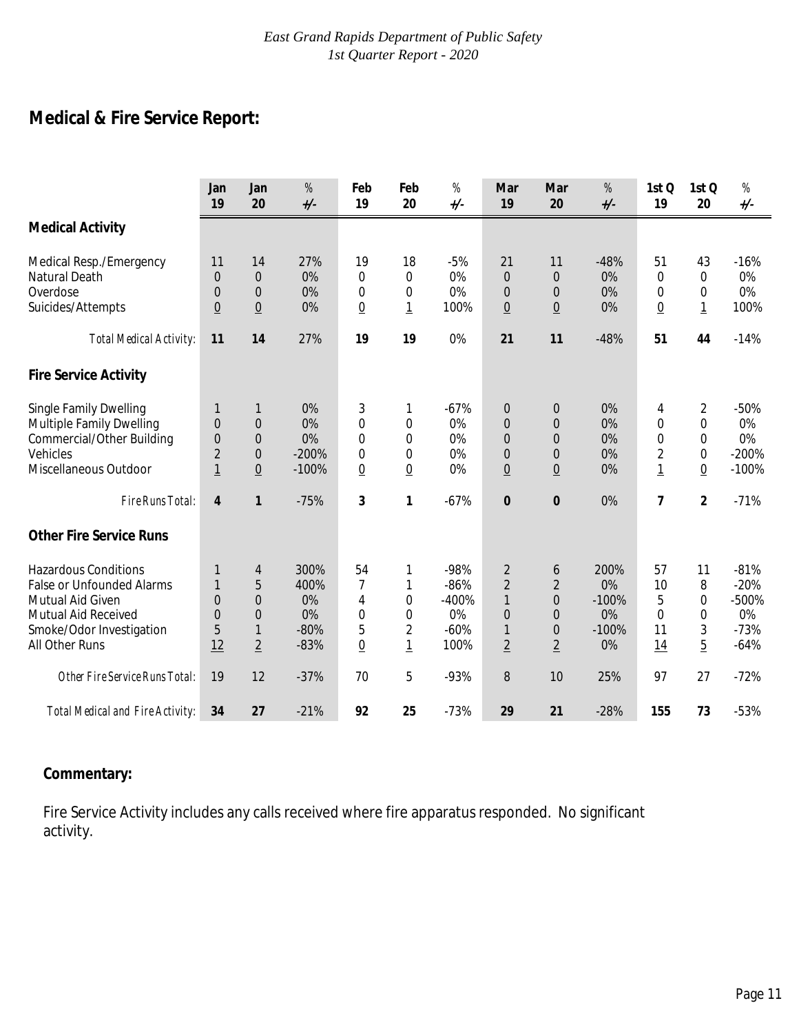*East Grand Rapids Department of Public Safety*
*1st Quarter Report - 2020*

## Medical & Fire Service Report:

| | Jan 19 | Jan 20 | % +/- | Feb 19 | Feb 20 | % +/- | Mar 19 | Mar 20 | % +/- | 1st Q 19 | 1st Q 20 | % +/- |
|---|---|---|---|---|---|---|---|---|---|---|---|---|
| **Medical Activity** | | | | | | | | | | | | |
| Medical Resp./Emergency | 11 | 14 | 27% | 19 | 18 | -5% | 21 | 11 | -48% | 51 | 43 | -16% |
| Natural Death | 0 | 0 | 0% | 0 | 0 | 0% | 0 | 0 | 0% | 0 | 0 | 0% |
| Overdose | 0 | 0 | 0% | 0 | 0 | 0% | 0 | 0 | 0% | 0 | 0 | 0% |
| Suicides/Attempts | 0 | 0 | 0% | 0 | 1 | 100% | 0 | 0 | 0% | 0 | 1 | 100% |
| *Total Medical Activity:* | **11** | **14** | 27% | **19** | **19** | 0% | **21** | **11** | -48% | **51** | **44** | -14% |
| **Fire Service Activity** | | | | | | | | | | | | |
| Single Family Dwelling | 1 | 1 | 0% | 3 | 1 | -67% | 0 | 0 | 0% | 4 | 2 | -50% |
| Multiple Family Dwelling | 0 | 0 | 0% | 0 | 0 | 0% | 0 | 0 | 0% | 0 | 0 | 0% |
| Commercial/Other Building | 0 | 0 | 0% | 0 | 0 | 0% | 0 | 0 | 0% | 0 | 0 | 0% |
| Vehicles | 2 | 0 | -200% | 0 | 0 | 0% | 0 | 0 | 0% | 2 | 0 | -200% |
| Miscellaneous Outdoor | 1 | 0 | -100% | 0 | 0 | 0% | 0 | 0 | 0% | 1 | 0 | -100% |
| *Fire Runs Total:* | **4** | **1** | -75% | **3** | **1** | -67% | **0** | **0** | 0% | **7** | **2** | -71% |
| **Other Fire Service Runs** | | | | | | | | | | | | |
| Hazardous Conditions | 1 | 4 | 300% | 54 | 1 | -98% | 2 | 6 | 200% | 57 | 11 | -81% |
| False or Unfounded Alarms | 1 | 5 | 400% | 7 | 1 | -86% | 2 | 2 | 0% | 10 | 8 | -20% |
| Mutual Aid Given | 0 | 0 | 0% | 4 | 0 | -400% | 1 | 0 | -100% | 5 | 0 | -500% |
| Mutual Aid Received | 0 | 0 | 0% | 0 | 0 | 0% | 0 | 0 | 0% | 0 | 0 | 0% |
| Smoke/Odor Investigation | 5 | 1 | -80% | 5 | 2 | -60% | 1 | 0 | -100% | 11 | 3 | -73% |
| All Other Runs | 12 | 2 | -83% | 0 | 1 | 100% | 2 | 2 | 0% | 14 | 5 | -64% |
| *Other Fire Service Runs Total:* | 19 | 12 | -37% | 70 | 5 | -93% | 8 | 10 | 25% | 97 | 27 | -72% |
| *Total Medical and Fire Activity:* | **34** | **27** | -21% | **92** | **25** | -73% | **29** | **21** | -28% | **155** | **73** | -53% |

**Commentary:**

Fire Service Activity includes any calls received where fire apparatus responded. No significant activity.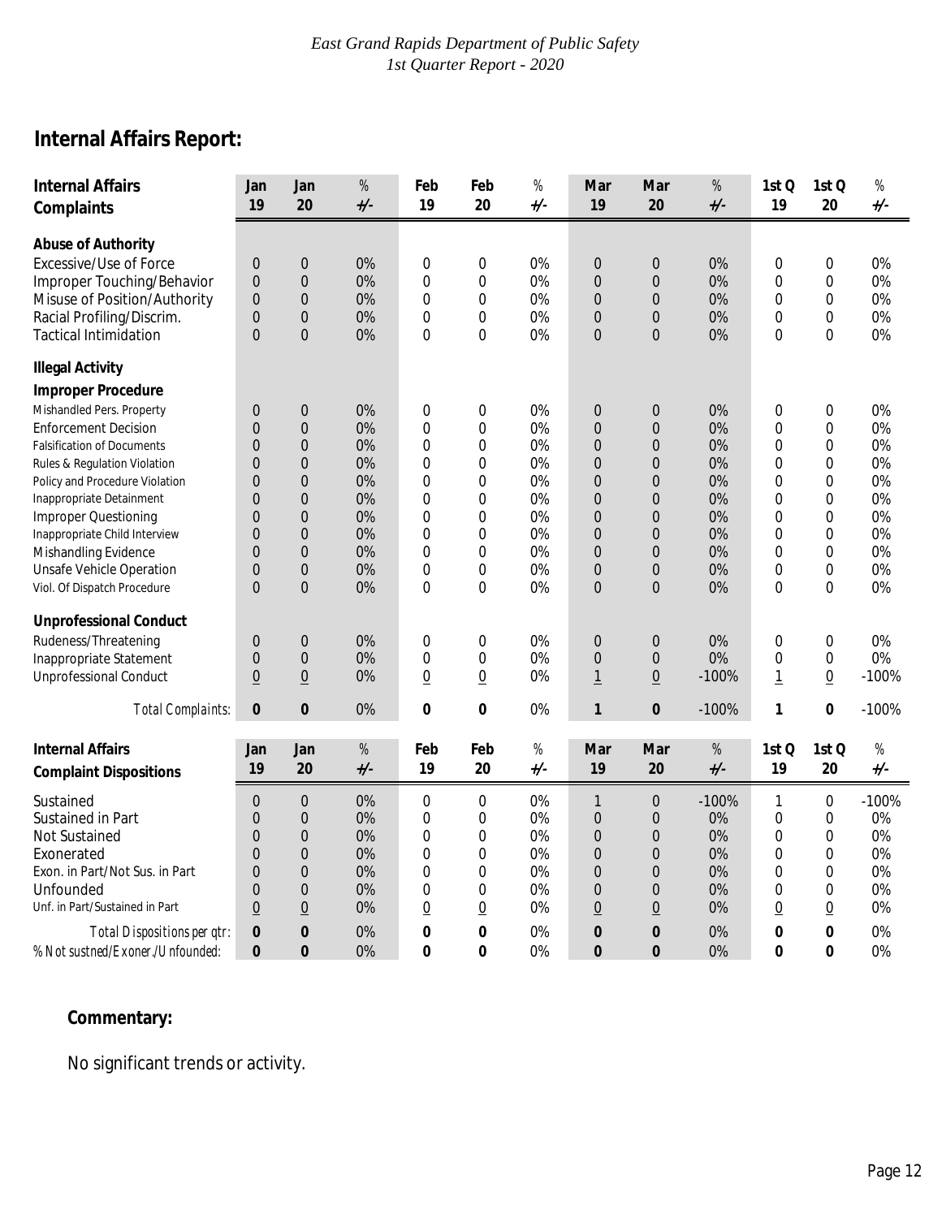*East Grand Rapids Department of Public Safety*
*1st Quarter Report - 2020*

## Internal Affairs Report:

| Internal Affairs Complaints | Jan 19 | Jan 20 | % +/- | Feb 19 | Feb 20 | % +/- | Mar 19 | Mar 20 | % +/- | 1st Q 19 | 1st Q 20 | % +/- |
|---|---|---|---|---|---|---|---|---|---|---|---|---|
| **Abuse of Authority** | | | | | | | | | | | | |
| Excessive/Use of Force | 0 | 0 | 0% | 0 | 0 | 0% | 0 | 0 | 0% | 0 | 0 | 0% |
| Improper Touching/Behavior | 0 | 0 | 0% | 0 | 0 | 0% | 0 | 0 | 0% | 0 | 0 | 0% |
| Misuse of Position/Authority | 0 | 0 | 0% | 0 | 0 | 0% | 0 | 0 | 0% | 0 | 0 | 0% |
| Racial Profiling/Discrim. | 0 | 0 | 0% | 0 | 0 | 0% | 0 | 0 | 0% | 0 | 0 | 0% |
| Tactical Intimidation | 0 | 0 | 0% | 0 | 0 | 0% | 0 | 0 | 0% | 0 | 0 | 0% |
| **Illegal Activity** | | | | | | | | | | | | |
| **Improper Procedure** | | | | | | | | | | | | |
| Mishandled Pers. Property | 0 | 0 | 0% | 0 | 0 | 0% | 0 | 0 | 0% | 0 | 0 | 0% |
| Enforcement Decision | 0 | 0 | 0% | 0 | 0 | 0% | 0 | 0 | 0% | 0 | 0 | 0% |
| Falsification of Documents | 0 | 0 | 0% | 0 | 0 | 0% | 0 | 0 | 0% | 0 | 0 | 0% |
| Rules & Regulation Violation | 0 | 0 | 0% | 0 | 0 | 0% | 0 | 0 | 0% | 0 | 0 | 0% |
| Policy and Procedure Violation | 0 | 0 | 0% | 0 | 0 | 0% | 0 | 0 | 0% | 0 | 0 | 0% |
| Inappropriate Detainment | 0 | 0 | 0% | 0 | 0 | 0% | 0 | 0 | 0% | 0 | 0 | 0% |
| Improper Questioning | 0 | 0 | 0% | 0 | 0 | 0% | 0 | 0 | 0% | 0 | 0 | 0% |
| Inappropriate Child Interview | 0 | 0 | 0% | 0 | 0 | 0% | 0 | 0 | 0% | 0 | 0 | 0% |
| Mishandling Evidence | 0 | 0 | 0% | 0 | 0 | 0% | 0 | 0 | 0% | 0 | 0 | 0% |
| Unsafe Vehicle Operation | 0 | 0 | 0% | 0 | 0 | 0% | 0 | 0 | 0% | 0 | 0 | 0% |
| Viol. Of Dispatch Procedure | 0 | 0 | 0% | 0 | 0 | 0% | 0 | 0 | 0% | 0 | 0 | 0% |
| **Unprofessional Conduct** | | | | | | | | | | | | |
| Rudeness/Threatening | 0 | 0 | 0% | 0 | 0 | 0% | 0 | 0 | 0% | 0 | 0 | 0% |
| Inappropriate Statement | 0 | 0 | 0% | 0 | 0 | 0% | 0 | 0 | 0% | 0 | 0 | 0% |
| Unprofessional Conduct | 0 | 0 | 0% | 0 | 0 | 0% | 1 | 0 | -100% | 1 | 0 | -100% |
| *Total Complaints:* | **0** | **0** | 0% | **0** | **0** | 0% | **1** | **0** | -100% | **1** | **0** | -100% |

| Internal Affairs Complaint Dispositions | Jan 19 | Jan 20 | % +/- | Feb 19 | Feb 20 | % +/- | Mar 19 | Mar 20 | % +/- | 1st Q 19 | 1st Q 20 | % +/- |
|---|---|---|---|---|---|---|---|---|---|---|---|---|
| Sustained | 0 | 0 | 0% | 0 | 0 | 0% | 1 | 0 | -100% | 1 | 0 | -100% |
| Sustained in Part | 0 | 0 | 0% | 0 | 0 | 0% | 0 | 0 | 0% | 0 | 0 | 0% |
| Not Sustained | 0 | 0 | 0% | 0 | 0 | 0% | 0 | 0 | 0% | 0 | 0 | 0% |
| Exonerated | 0 | 0 | 0% | 0 | 0 | 0% | 0 | 0 | 0% | 0 | 0 | 0% |
| Exon. in Part/Not Sus. in Part | 0 | 0 | 0% | 0 | 0 | 0% | 0 | 0 | 0% | 0 | 0 | 0% |
| Unfounded | 0 | 0 | 0% | 0 | 0 | 0% | 0 | 0 | 0% | 0 | 0 | 0% |
| Unf. in Part/Sustained in Part | 0 | 0 | 0% | 0 | 0 | 0% | 0 | 0 | 0% | 0 | 0 | 0% |
| *Total Dispositions per qtr:* | **0** | **0** | 0% | **0** | **0** | 0% | **0** | **0** | 0% | **0** | **0** | 0% |
| *% Not sustned/Exoner./Unfounded:* | **0** | **0** | 0% | **0** | **0** | 0% | **0** | **0** | 0% | **0** | **0** | 0% |

### Commentary:

No significant trends or activity.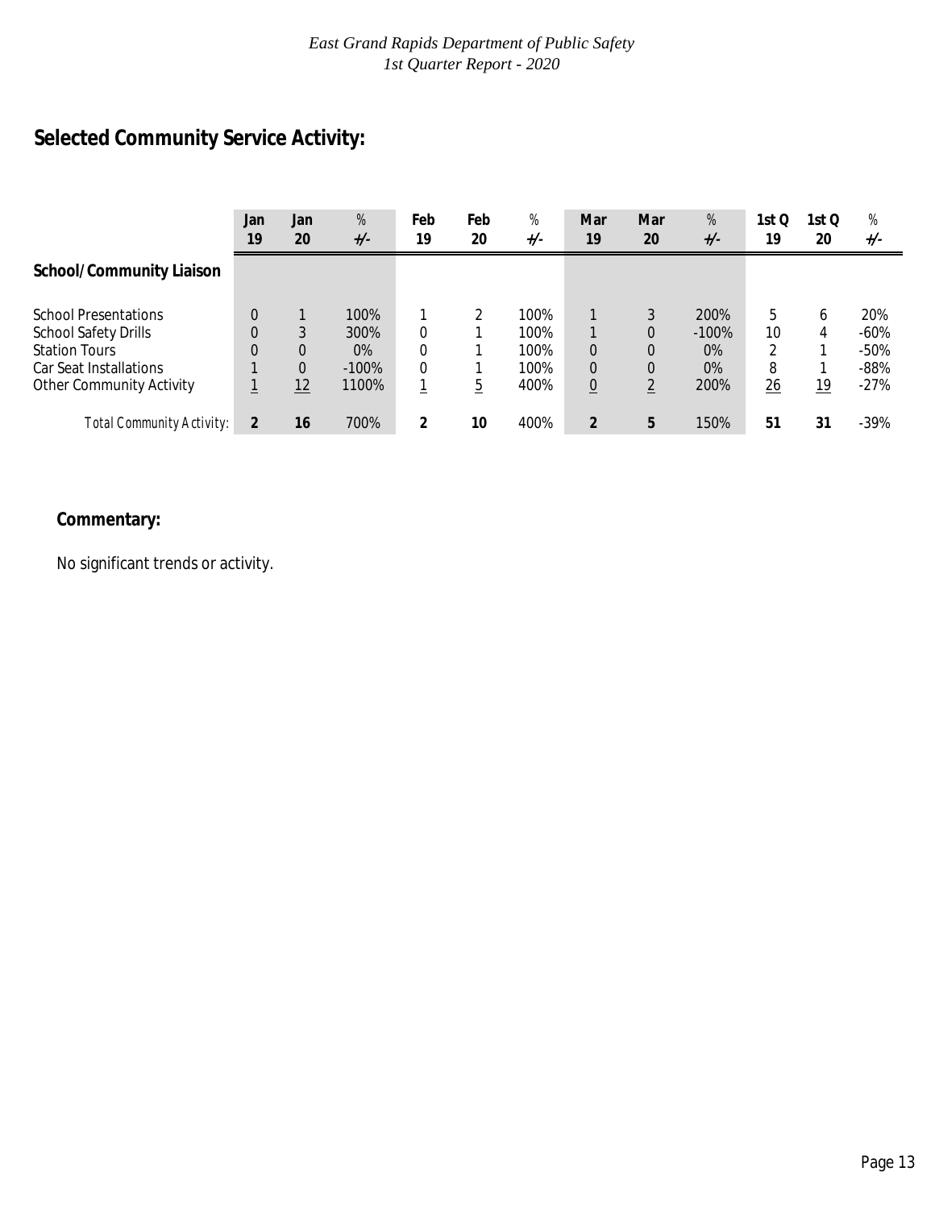## Selected Community Service Activity:

| | Jan 19 | Jan 20 | % +/- | Feb 19 | Feb 20 | % +/- | Mar 19 | Mar 20 | % +/- | 1st Q 19 | 1st Q 20 | % +/- |
|---|---|---|---|---|---|---|---|---|---|---|---|---|
| **School/Community Liaison** | | | | | | | | | | | | |
| School Presentations | 0 | 1 | 100% | 1 | 2 | 100% | 1 | 3 | 200% | 5 | 6 | 20% |
| School Safety Drills | 0 | 3 | 300% | 0 | 1 | 100% | 1 | 0 | -100% | 10 | 4 | -60% |
| Station Tours | 0 | 0 | 0% | 0 | 1 | 100% | 0 | 0 | 0% | 2 | 1 | -50% |
| Car Seat Installations | 1 | 0 | -100% | 0 | 1 | 100% | 0 | 0 | 0% | 8 | 1 | -88% |
| Other Community Activity | 1 | 12 | 1100% | 1 | 5 | 400% | 0 | 2 | 200% | 26 | 19 | -27% |
| *Total Community Activity:* | **2** | **16** | 700% | **2** | **10** | 400% | **2** | **5** | 150% | **51** | **31** | -39% |

### Commentary:

No significant trends or activity.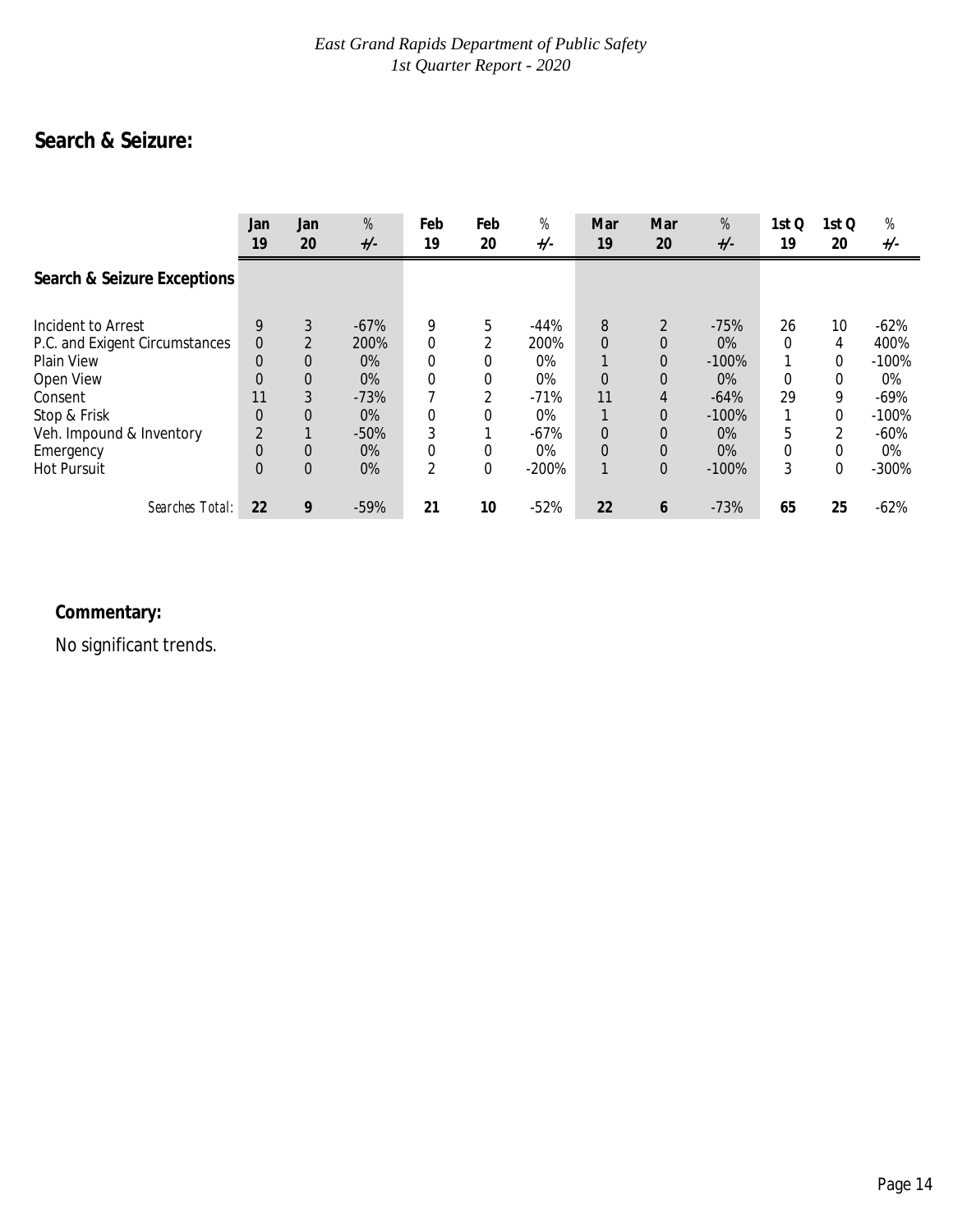## Search & Seizure:

| | Jan 19 | Jan 20 | % +/- | Feb 19 | Feb 20 | % +/- | Mar 19 | Mar 20 | % +/- | 1st Q 19 | 1st Q 20 | % +/- |
|---|---|---|---|---|---|---|---|---|---|---|---|---|
| **Search & Seizure Exceptions** | | | | | | | | | | | | |
| Incident to Arrest | 9 | 3 | -67% | 9 | 5 | -44% | 8 | 2 | -75% | 26 | 10 | -62% |
| P.C. and Exigent Circumstances | 0 | 2 | 200% | 0 | 2 | 200% | 0 | 0 | 0% | 0 | 4 | 400% |
| Plain View | 0 | 0 | 0% | 0 | 0 | 0% | 1 | 0 | -100% | 1 | 0 | -100% |
| Open View | 0 | 0 | 0% | 0 | 0 | 0% | 0 | 0 | 0% | 0 | 0 | 0% |
| Consent | 11 | 3 | -73% | 7 | 2 | -71% | 11 | 4 | -64% | 29 | 9 | -69% |
| Stop & Frisk | 0 | 0 | 0% | 0 | 0 | 0% | 1 | 0 | -100% | 1 | 0 | -100% |
| Veh. Impound & Inventory | 2 | 1 | -50% | 3 | 1 | -67% | 0 | 0 | 0% | 5 | 2 | -60% |
| Emergency | 0 | 0 | 0% | 0 | 0 | 0% | 0 | 0 | 0% | 0 | 0 | 0% |
| Hot Pursuit | 0 | 0 | 0% | 2 | 0 | -200% | 1 | 0 | -100% | 3 | 0 | -300% |
| *Searches Total:* | **22** | **9** | -59% | **21** | **10** | -52% | **22** | **6** | -73% | **65** | **25** | -62% |

**Commentary:**

No significant trends.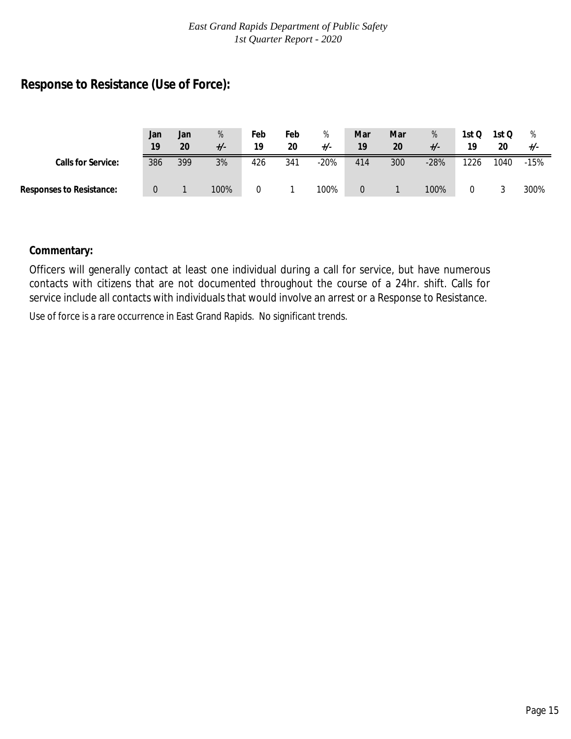## Response to Resistance (Use of Force):

| | Jan 19 | Jan 20 | % +/- | Feb 19 | Feb 20 | % +/- | Mar 19 | Mar 20 | % +/- | 1st Q 19 | 1st Q 20 | % +/- |
|---|---|---|---|---|---|---|---|---|---|---|---|---|
| **Calls for Service:** | 386 | 399 | 3% | 426 | 341 | -20% | 414 | 300 | -28% | 1226 | 1040 | -15% |
| **Responses to Resistance:** | 0 | 1 | 100% | 0 | 1 | 100% | 0 | 1 | 100% | 0 | 3 | 300% |

**Commentary:**

Officers will generally contact at least one individual during a call for service, but have numerous contacts with citizens that are not documented throughout the course of a 24hr. shift. Calls for service include all contacts with individuals that would involve an arrest or a Response to Resistance.

Use of force is a rare occurrence in East Grand Rapids. No significant trends.